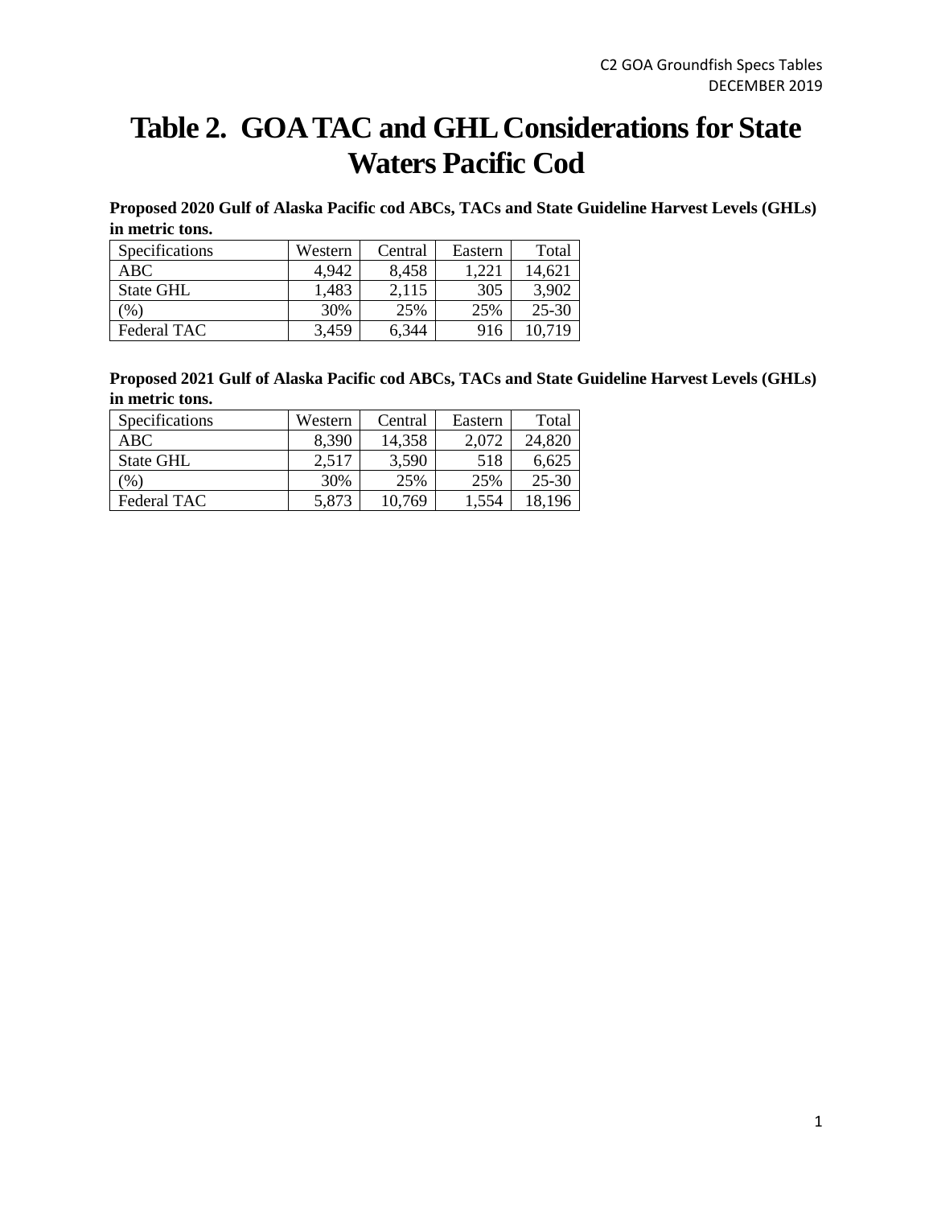# Table 2. GOA TAC and GHL Considerations for State Waters Pacific Cod

**Proposed 2020 Gulf of Alaska Pacific cod ABCs, TACs and State Guideline Harvest Levels (GHLs) in metric tons.**

| Specifications | Western | Central | Eastern | Total |
|---|---|---|---|---|
| ABC | 4,942 | 8,458 | 1,221 | 14,621 |
| State GHL | 1,483 | 2,115 | 305 | 3,902 |
| (%) | 30% | 25% | 25% | 25-30 |
| Federal TAC | 3,459 | 6,344 | 916 | 10,719 |

**Proposed 2021 Gulf of Alaska Pacific cod ABCs, TACs and State Guideline Harvest Levels (GHLs) in metric tons.**

| Specifications | Western | Central | Eastern | Total |
|---|---|---|---|---|
| ABC | 8,390 | 14,358 | 2,072 | 24,820 |
| State GHL | 2,517 | 3,590 | 518 | 6,625 |
| (%) | 30% | 25% | 25% | 25-30 |
| Federal TAC | 5,873 | 10,769 | 1,554 | 18,196 |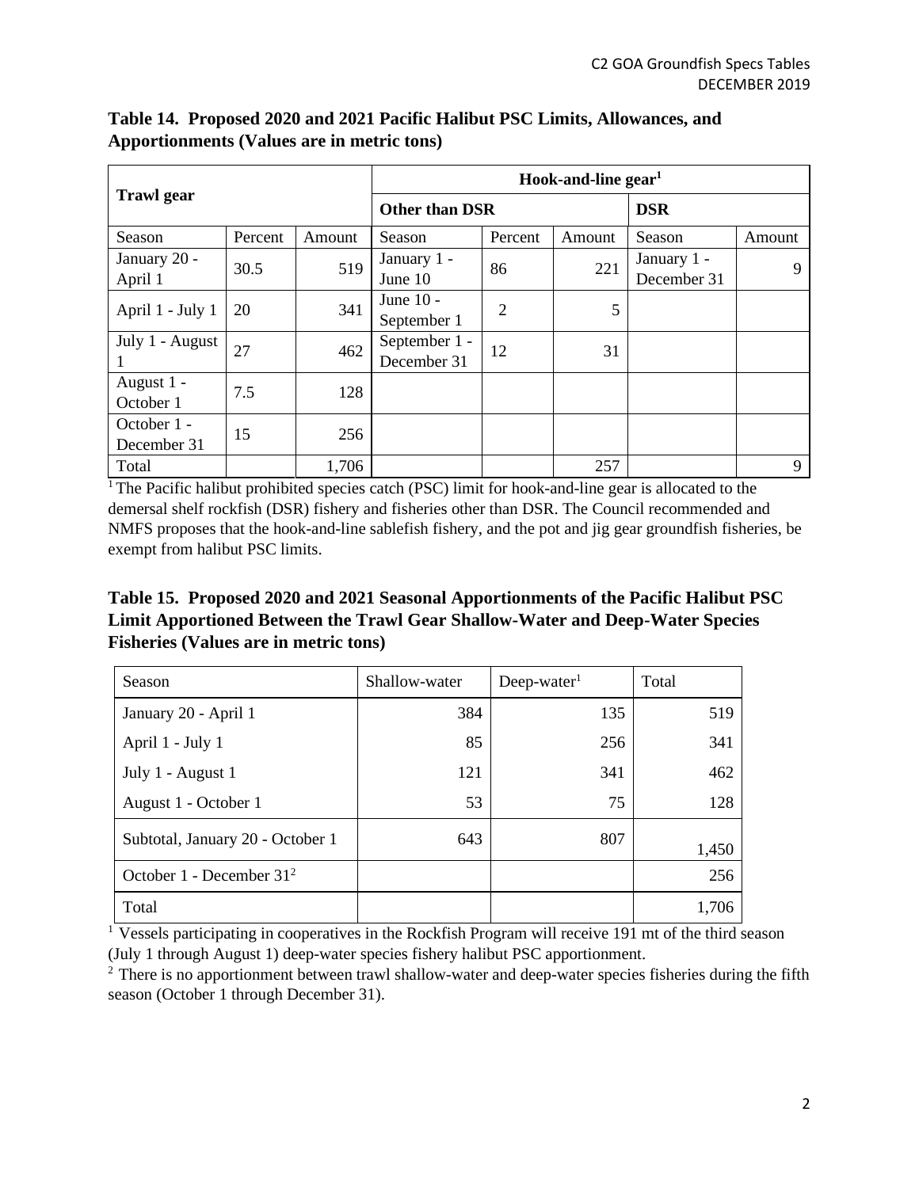**Table 14. Proposed 2020 and 2021 Pacific Halibut PSC Limits, Allowances, and Apportionments (Values are in metric tons)**

| Trawl gear | | | Hook-and-line gear[1] | | | | |
|---|---|---|---|---|---|---|---|
| | | | Other than DSR | | | DSR | |
| Season | Percent | Amount | Season | Percent | Amount | Season | Amount |
| January 20 - April 1 | 30.5 | 519 | January 1 - June 10 | 86 | 221 | January 1 - December 31 | 9 |
| April 1 - July 1 | 20 | 341 | June 10 - September 1 | 2 | 5 | | |
| July 1 - August 1 | 27 | 462 | September 1 - December 31 | 12 | 31 | | |
| August 1 - October 1 | 7.5 | 128 | | | | | |
| October 1 - December 31 | 15 | 256 | | | | | |
| Total | | 1,706 | | | 257 | | 9 |

[1] The Pacific halibut prohibited species catch (PSC) limit for hook-and-line gear is allocated to the demersal shelf rockfish (DSR) fishery and fisheries other than DSR. The Council recommended and NMFS proposes that the hook-and-line sablefish fishery, and the pot and jig gear groundfish fisheries, be exempt from halibut PSC limits.

**Table 15. Proposed 2020 and 2021 Seasonal Apportionments of the Pacific Halibut PSC Limit Apportioned Between the Trawl Gear Shallow-Water and Deep-Water Species Fisheries (Values are in metric tons)**

| Season | Shallow-water | Deep-water[1] | Total |
|---|---|---|---|
| January 20 - April 1 | 384 | 135 | 519 |
| April 1 - July 1 | 85 | 256 | 341 |
| July 1 - August 1 | 121 | 341 | 462 |
| August 1 - October 1 | 53 | 75 | 128 |
| Subtotal, January 20 - October 1 | 643 | 807 | 1,450 |
| October 1 - December 31[2] | | | 256 |
| Total | | | 1,706 |

[1] Vessels participating in cooperatives in the Rockfish Program will receive 191 mt of the third season (July 1 through August 1) deep-water species fishery halibut PSC apportionment.

[2] There is no apportionment between trawl shallow-water and deep-water species fisheries during the fifth season (October 1 through December 31).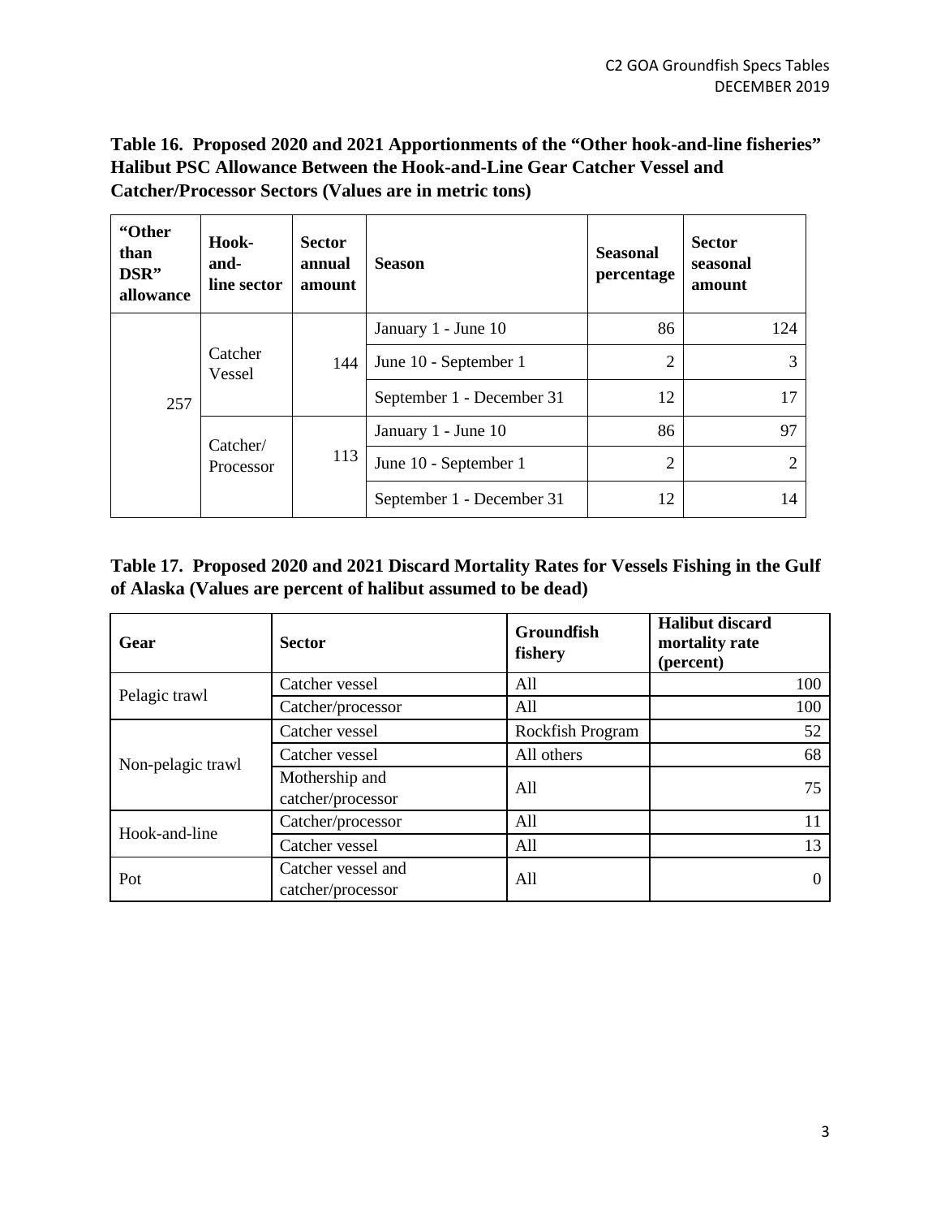**Table 16. Proposed 2020 and 2021 Apportionments of the "Other hook-and-line fisheries" Halibut PSC Allowance Between the Hook-and-Line Gear Catcher Vessel and Catcher/Processor Sectors (Values are in metric tons)**

| "Other than DSR" allowance | Hook-and-line sector | Sector annual amount | Season | Seasonal percentage | Sector seasonal amount |
|---|---|---|---|---|---|
| 257 | Catcher Vessel | 144 | January 1 - June 10 | 86 | 124 |
| | | | June 10 - September 1 | 2 | 3 |
| | | | September 1 - December 31 | 12 | 17 |
| | Catcher/ Processor | 113 | January 1 - June 10 | 86 | 97 |
| | | | June 10 - September 1 | 2 | 2 |
| | | | September 1 - December 31 | 12 | 14 |

**Table 17. Proposed 2020 and 2021 Discard Mortality Rates for Vessels Fishing in the Gulf of Alaska (Values are percent of halibut assumed to be dead)**

| Gear | Sector | Groundfish fishery | Halibut discard mortality rate (percent) |
|---|---|---|---|
| Pelagic trawl | Catcher vessel | All | 100 |
| | Catcher/processor | All | 100 |
| Non-pelagic trawl | Catcher vessel | Rockfish Program | 52 |
| | Catcher vessel | All others | 68 |
| | Mothership and catcher/processor | All | 75 |
| Hook-and-line | Catcher/processor | All | 11 |
| | Catcher vessel | All | 13 |
| Pot | Catcher vessel and catcher/processor | All | 0 |